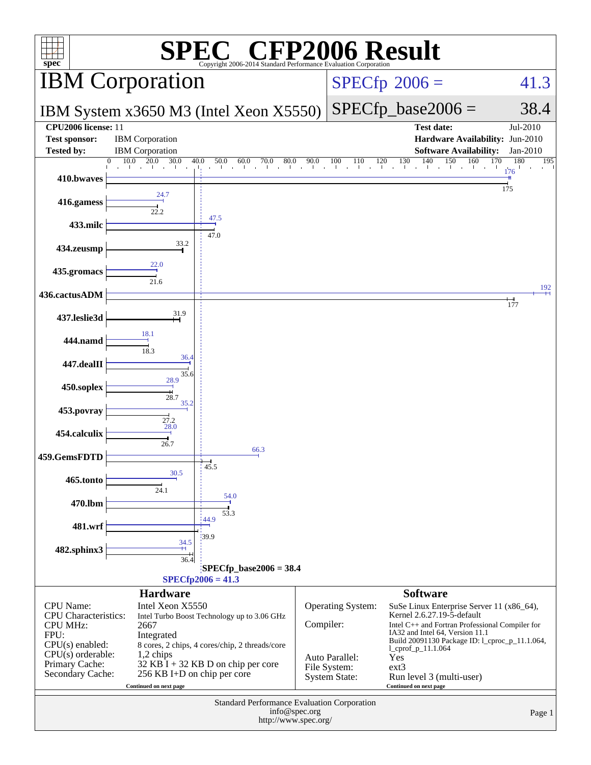# SPEC® CFP2006 Result

Copyright 2006-2014 Standard Performance Evaluation Corporation

## IBM Corporation

**IBM System x3650 M3 (Intel Xeon X5550)**

SPECfp 2006 = 41.3

SPECfp_base2006 = 38.4

| | | | |
|---|---|---|---|
| **CPU2006 license:** 11 | | **Test date:** | Jul-2010 |
| **Test sponsor:** | IBM Corporation | **Hardware Availability:** | Jun-2010 |
| **Tested by:** | IBM Corporation | **Software Availability:** | Jan-2010 |

| Benchmark | Peak | Base |
|---|---|---|
| 410.bwaves | 176 | 175 |
| 416.gamess | 24.7 | 22.2 |
| 433.milc | 47.5 | 47.0 |
| 434.zeusmp | | 33.2 |
| 435.gromacs | 22.0 | 21.6 |
| 436.cactusADM | 192 | 177 |
| 437.leslie3d | | 31.9 |
| 444.namd | 18.1 | 18.3 |
| 447.dealII | 36.4 | 35.6 |
| 450.soplex | 28.9 | 28.7 |
| 453.povray | 35.2 | 27.2 |
| 454.calculix | 28.0 | 26.7 |
| 459.GemsFDTD | 66.3 | 45.5 |
| 465.tonto | 30.5 | 24.1 |
| 470.lbm | 54.0 | 53.3 |
| 481.wrf | 44.9 | 39.9 |
| 482.sphinx3 | 34.5 | 36.4 |

SPECfp_base2006 = 38.4

SPECfp2006 = 41.3

### Hardware

| | |
|---|---|
| CPU Name: | Intel Xeon X5550 |
| CPU Characteristics: | Intel Turbo Boost Technology up to 3.06 GHz |
| CPU MHz: | 2667 |
| FPU: | Integrated |
| CPU(s) enabled: | 8 cores, 2 chips, 4 cores/chip, 2 threads/core |
| CPU(s) orderable: | 1,2 chips |
| Primary Cache: | 32 KB I + 32 KB D on chip per core |
| Secondary Cache: | 256 KB I+D on chip per core |

Continued on next page

### Software

| | |
|---|---|
| Operating System: | SuSe Linux Enterprise Server 11 (x86_64), Kernel 2.6.27.19-5-default |
| Compiler: | Intel C++ and Fortran Professional Compiler for IA32 and Intel 64, Version 11.1 Build 20091130 Package ID: l_cproc_p_11.1.064, l_cprof_p_11.1.064 |
| Auto Parallel: | Yes |
| File System: | ext3 |
| System State: | Run level 3 (multi-user) |

Continued on next page

Standard Performance Evaluation Corporation
info@spec.org
http://www.spec.org/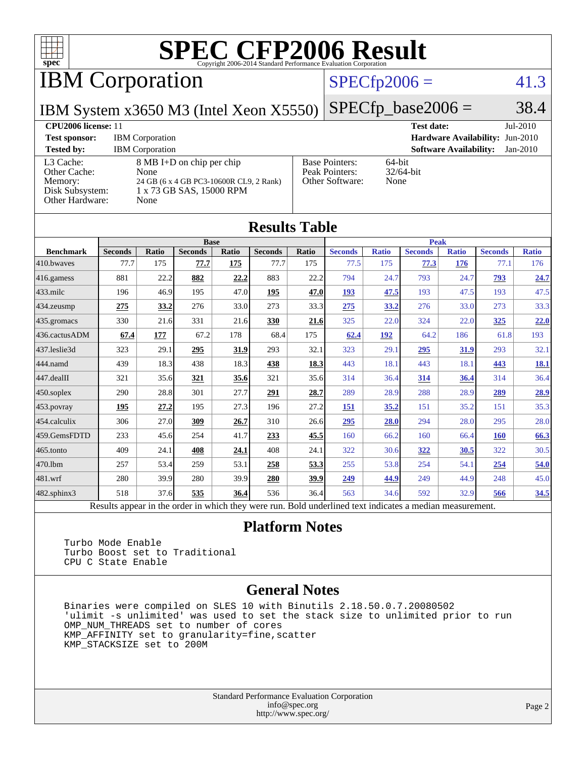# SPEC CFP2006 Result

Copyright 2006-2014 Standard Performance Evaluation Corporation

## IBM Corporation

**IBM System x3650 M3 (Intel Xeon X5550)**

SPECfp2006 = 41.3

SPECfp_base2006 = 38.4

| | | | |
|---|---|---|---|
| **CPU2006 license:** 11 | | **Test date:** | Jul-2010 |
| **Test sponsor:** | IBM Corporation | **Hardware Availability:** | Jun-2010 |
| **Tested by:** | IBM Corporation | **Software Availability:** | Jan-2010 |

| | |
|---|---|
| L3 Cache: | 8 MB I+D on chip per chip |
| Other Cache: | None |
| Memory: | 24 GB (6 x 4 GB PC3-10600R CL9, 2 Rank) |
| Disk Subsystem: | 1 x 73 GB SAS, 15000 RPM |
| Other Hardware: | None |

| | |
|---|---|
| Base Pointers: | 64-bit |
| Peak Pointers: | 32/64-bit |
| Other Software: | None |

## Results Table

| | Base | | | | | | Peak | | | | | |
|---|---|---|---|---|---|---|---|---|---|---|---|---|
| **Benchmark** | **Seconds** | **Ratio** | **Seconds** | **Ratio** | **Seconds** | **Ratio** | **Seconds** | **Ratio** | **Seconds** | **Ratio** | **Seconds** | **Ratio** |
| 410.bwaves | 77.7 | 175 | **77.7** | **175** | 77.7 | 175 | 77.5 | 175 | **77.3** | **176** | 77.1 | 176 |
| 416.gamess | 881 | 22.2 | **882** | **22.2** | 883 | 22.2 | 794 | 24.7 | 793 | 24.7 | **793** | **24.7** |
| 433.milc | 196 | 46.9 | 195 | 47.0 | **195** | **47.0** | **193** | **47.5** | 193 | 47.5 | 193 | 47.5 |
| 434.zeusmp | **275** | **33.2** | 276 | 33.0 | 273 | 33.3 | **275** | **33.2** | 276 | 33.0 | 273 | 33.3 |
| 435.gromacs | 330 | 21.6 | 331 | 21.6 | **330** | **21.6** | 325 | 22.0 | 324 | 22.0 | **325** | **22.0** |
| 436.cactusADM | **67.4** | **177** | 67.2 | 178 | 68.4 | 175 | **62.4** | **192** | 64.2 | 186 | 61.8 | 193 |
| 437.leslie3d | 323 | 29.1 | **295** | **31.9** | 293 | 32.1 | 323 | 29.1 | **295** | **31.9** | 293 | 32.1 |
| 444.namd | 439 | 18.3 | 438 | 18.3 | **438** | **18.3** | 443 | 18.1 | 443 | 18.1 | **443** | **18.1** |
| 447.dealII | 321 | 35.6 | **321** | **35.6** | 321 | 35.6 | 314 | 36.4 | **314** | **36.4** | 314 | 36.4 |
| 450.soplex | 290 | 28.8 | 301 | 27.7 | **291** | **28.7** | 289 | 28.9 | 288 | 28.9 | **289** | **28.9** |
| 453.povray | **195** | **27.2** | 195 | 27.3 | 196 | 27.2 | **151** | **35.2** | 151 | 35.2 | 151 | 35.3 |
| 454.calculix | 306 | 27.0 | **309** | **26.7** | 310 | 26.6 | **295** | **28.0** | 294 | 28.0 | 295 | 28.0 |
| 459.GemsFDTD | 233 | 45.6 | 254 | 41.7 | **233** | **45.5** | 160 | 66.2 | 160 | 66.4 | **160** | **66.3** |
| 465.tonto | 409 | 24.1 | **408** | **24.1** | 408 | 24.1 | 322 | 30.6 | **322** | **30.5** | 322 | 30.5 |
| 470.lbm | 257 | 53.4 | 259 | 53.1 | **258** | **53.3** | 255 | 53.8 | 254 | 54.1 | **254** | **54.0** |
| 481.wrf | 280 | 39.9 | 280 | 39.9 | **280** | **39.9** | **249** | **44.9** | 249 | 44.9 | 248 | 45.0 |
| 482.sphinx3 | 518 | 37.6 | **535** | **36.4** | 536 | 36.4 | 563 | 34.6 | 592 | 32.9 | **566** | **34.5** |

Results appear in the order in which they were run. Bold underlined text indicates a median measurement.

## Platform Notes

```
Turbo Mode Enable
Turbo Boost set to Traditional
CPU C State Enable
```

## General Notes

```
Binaries were compiled on SLES 10 with Binutils 2.18.50.0.7.20080502
'ulimit -s unlimited' was used to set the stack size to unlimited prior to run
OMP_NUM_THREADS set to number of cores
KMP_AFFINITY set to granularity=fine,scatter
KMP_STACKSIZE set to 200M
```

Standard Performance Evaluation Corporation
info@spec.org
http://www.spec.org/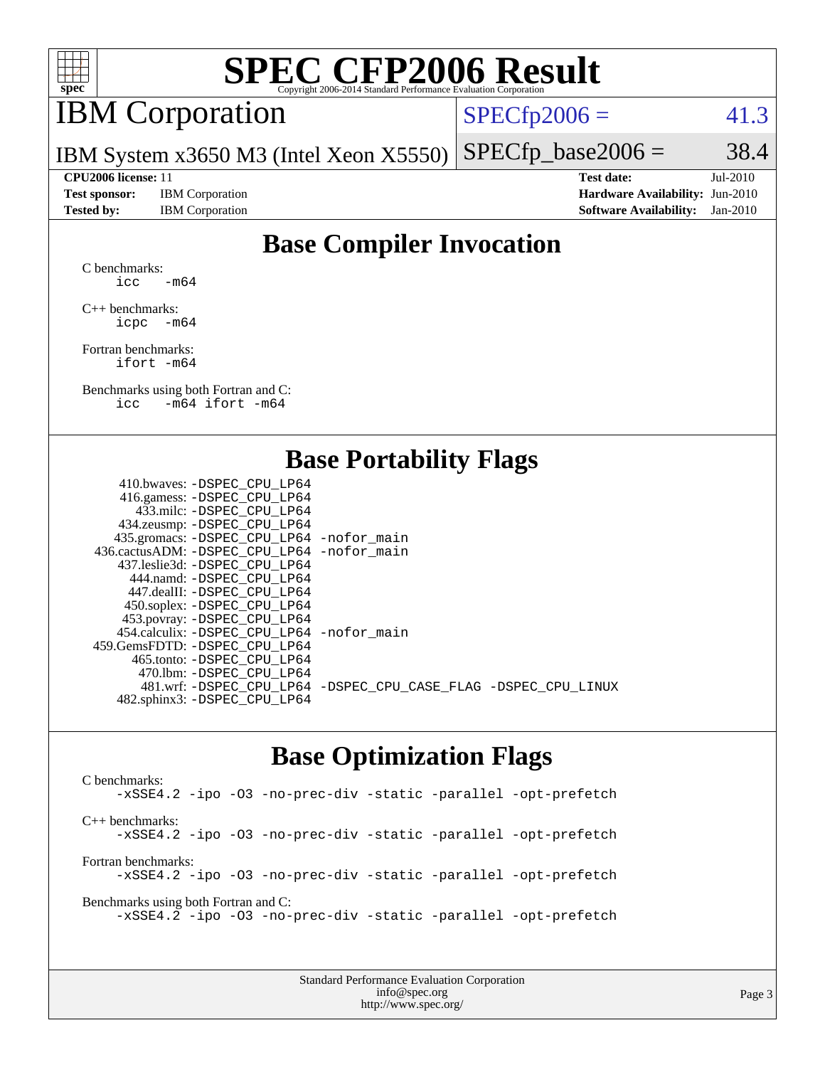# SPEC CFP2006 Result

Copyright 2006-2014 Standard Performance Evaluation Corporation

## IBM Corporation

IBM System x3650 M3 (Intel Xeon X5550)

SPECfp2006 = 41.3

SPECfp_base2006 = 38.4

| | | | |
|---|---|---|---|
| **CPU2006 license:** 11 | | **Test date:** | Jul-2010 |
| **Test sponsor:** | IBM Corporation | **Hardware Availability:** | Jun-2010 |
| **Tested by:** | IBM Corporation | **Software Availability:** | Jan-2010 |

## Base Compiler Invocation

C benchmarks:
```
icc   -m64
```

C++ benchmarks:
```
icpc  -m64
```

Fortran benchmarks:
```
ifort -m64
```

Benchmarks using both Fortran and C:
```
icc   -m64 ifort -m64
```

## Base Portability Flags

| | |
|---|---|
| 410.bwaves: | -DSPEC_CPU_LP64 |
| 416.gamess: | -DSPEC_CPU_LP64 |
| 433.milc: | -DSPEC_CPU_LP64 |
| 434.zeusmp: | -DSPEC_CPU_LP64 |
| 435.gromacs: | -DSPEC_CPU_LP64 -nofor_main |
| 436.cactusADM: | -DSPEC_CPU_LP64 -nofor_main |
| 437.leslie3d: | -DSPEC_CPU_LP64 |
| 444.namd: | -DSPEC_CPU_LP64 |
| 447.dealII: | -DSPEC_CPU_LP64 |
| 450.soplex: | -DSPEC_CPU_LP64 |
| 453.povray: | -DSPEC_CPU_LP64 |
| 454.calculix: | -DSPEC_CPU_LP64 -nofor_main |
| 459.GemsFDTD: | -DSPEC_CPU_LP64 |
| 465.tonto: | -DSPEC_CPU_LP64 |
| 470.lbm: | -DSPEC_CPU_LP64 |
| 481.wrf: | -DSPEC_CPU_LP64 -DSPEC_CPU_CASE_FLAG -DSPEC_CPU_LINUX |
| 482.sphinx3: | -DSPEC_CPU_LP64 |

## Base Optimization Flags

C benchmarks:
```
-xSSE4.2 -ipo -O3 -no-prec-div -static -parallel -opt-prefetch
```

C++ benchmarks:
```
-xSSE4.2 -ipo -O3 -no-prec-div -static -parallel -opt-prefetch
```

Fortran benchmarks:
```
-xSSE4.2 -ipo -O3 -no-prec-div -static -parallel -opt-prefetch
```

Benchmarks using both Fortran and C:
```
-xSSE4.2 -ipo -O3 -no-prec-div -static -parallel -opt-prefetch
```

Standard Performance Evaluation Corporation
info@spec.org
http://www.spec.org/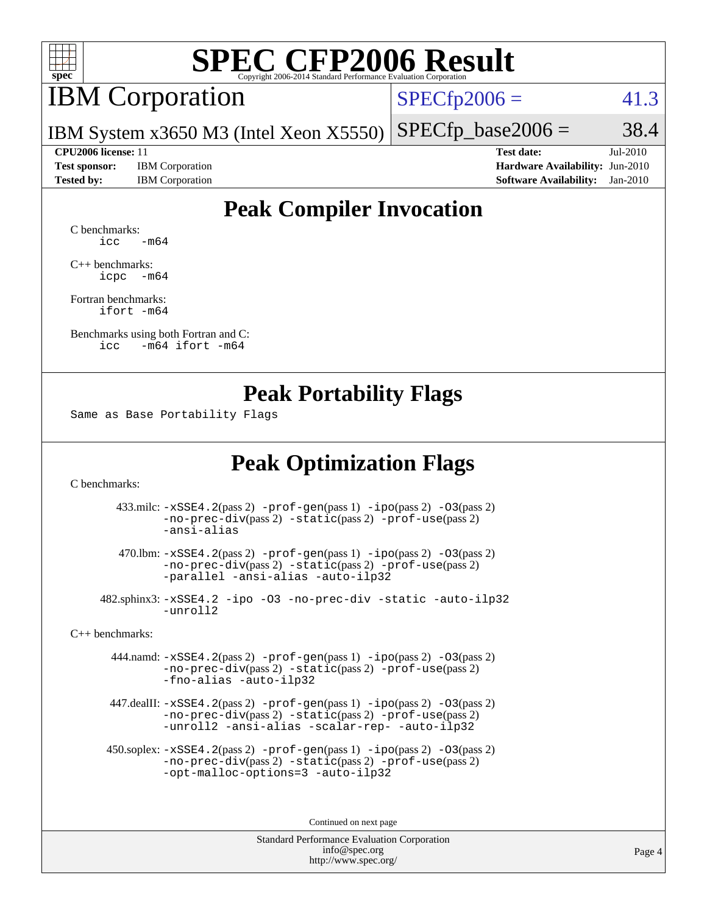## Peak Compiler Invocation

C benchmarks:
```
icc   -m64
```

C++ benchmarks:
```
icpc  -m64
```

Fortran benchmarks:
```
ifort -m64
```

Benchmarks using both Fortran and C:
```
icc   -m64 ifort -m64
```

## Peak Portability Flags

Same as Base Portability Flags

## Peak Optimization Flags

C benchmarks:

433.milc: -xSSE4.2(pass 2) -prof-gen(pass 1) -ipo(pass 2) -O3(pass 2) -no-prec-div(pass 2) -static(pass 2) -prof-use(pass 2) -ansi-alias

470.lbm: -xSSE4.2(pass 2) -prof-gen(pass 1) -ipo(pass 2) -O3(pass 2) -no-prec-div(pass 2) -static(pass 2) -prof-use(pass 2) -parallel -ansi-alias -auto-ilp32

482.sphinx3: -xSSE4.2 -ipo -O3 -no-prec-div -static -auto-ilp32 -unroll2

C++ benchmarks:

444.namd: -xSSE4.2(pass 2) -prof-gen(pass 1) -ipo(pass 2) -O3(pass 2) -no-prec-div(pass 2) -static(pass 2) -prof-use(pass 2) -fno-alias -auto-ilp32

447.dealII: -xSSE4.2(pass 2) -prof-gen(pass 1) -ipo(pass 2) -O3(pass 2) -no-prec-div(pass 2) -static(pass 2) -prof-use(pass 2) -unroll2 -ansi-alias -scalar-rep- -auto-ilp32

450.soplex: -xSSE4.2(pass 2) -prof-gen(pass 1) -ipo(pass 2) -O3(pass 2) -no-prec-div(pass 2) -static(pass 2) -prof-use(pass 2) -opt-malloc-options=3 -auto-ilp32

Continued on next page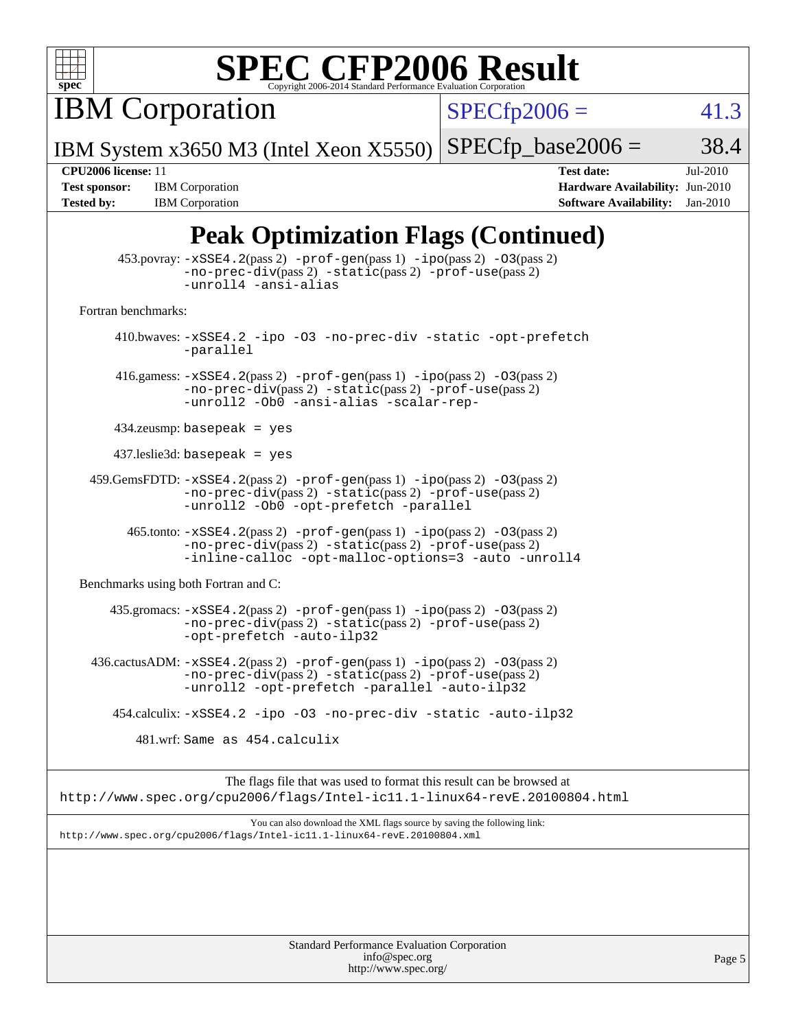# SPEC CFP2006 Result

Copyright 2006-2014 Standard Performance Evaluation Corporation

**IBM Corporation**

IBM System x3650 M3 (Intel Xeon X5550)

SPECfp2006 = 41.3

SPECfp_base2006 = 38.4

| | | | |
|---|---|---|---|
| **CPU2006 license:** 11 | | **Test date:** | Jul-2010 |
| **Test sponsor:** | IBM Corporation | **Hardware Availability:** | Jun-2010 |
| **Tested by:** | IBM Corporation | **Software Availability:** | Jan-2010 |

## Peak Optimization Flags (Continued)

453.povray: -xSSE4.2(pass 2) -prof-gen(pass 1) -ipo(pass 2) -O3(pass 2) -no-prec-div(pass 2) -static(pass 2) -prof-use(pass 2) -unroll4 -ansi-alias

Fortran benchmarks:

410.bwaves: -xSSE4.2 -ipo -O3 -no-prec-div -static -opt-prefetch -parallel

416.gamess: -xSSE4.2(pass 2) -prof-gen(pass 1) -ipo(pass 2) -O3(pass 2) -no-prec-div(pass 2) -static(pass 2) -prof-use(pass 2) -unroll2 -Ob0 -ansi-alias -scalar-rep-

434.zeusmp: basepeak = yes

437.leslie3d: basepeak = yes

459.GemsFDTD: -xSSE4.2(pass 2) -prof-gen(pass 1) -ipo(pass 2) -O3(pass 2) -no-prec-div(pass 2) -static(pass 2) -prof-use(pass 2) -unroll2 -Ob0 -opt-prefetch -parallel

465.tonto: -xSSE4.2(pass 2) -prof-gen(pass 1) -ipo(pass 2) -O3(pass 2) -no-prec-div(pass 2) -static(pass 2) -prof-use(pass 2) -inline-calloc -opt-malloc-options=3 -auto -unroll4

Benchmarks using both Fortran and C:

435.gromacs: -xSSE4.2(pass 2) -prof-gen(pass 1) -ipo(pass 2) -O3(pass 2) -no-prec-div(pass 2) -static(pass 2) -prof-use(pass 2) -opt-prefetch -auto-ilp32

436.cactusADM: -xSSE4.2(pass 2) -prof-gen(pass 1) -ipo(pass 2) -O3(pass 2) -no-prec-div(pass 2) -static(pass 2) -prof-use(pass 2) -unroll2 -opt-prefetch -parallel -auto-ilp32

454.calculix: -xSSE4.2 -ipo -O3 -no-prec-div -static -auto-ilp32

481.wrf: Same as 454.calculix

The flags file that was used to format this result can be browsed at
http://www.spec.org/cpu2006/flags/Intel-ic11.1-linux64-revE.20100804.html

You can also download the XML flags source by saving the following link:
http://www.spec.org/cpu2006/flags/Intel-ic11.1-linux64-revE.20100804.xml

Standard Performance Evaluation Corporation
info@spec.org
http://www.spec.org/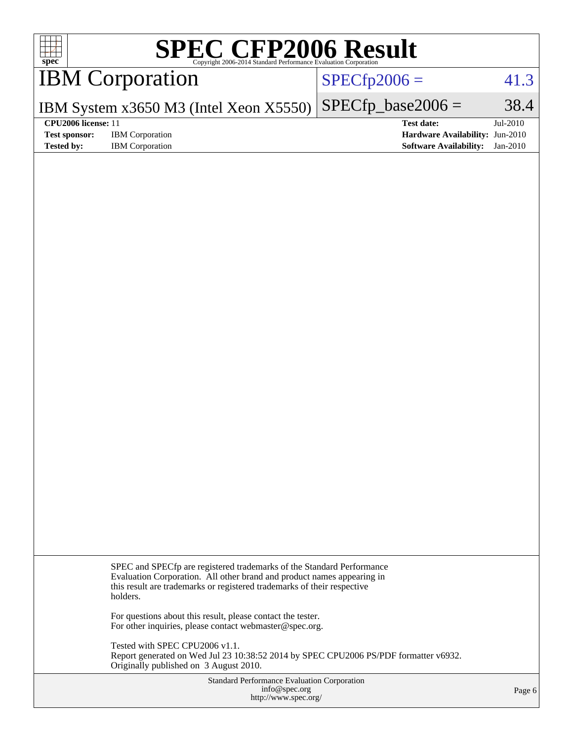SPEC and SPECfp are registered trademarks of the Standard Performance Evaluation Corporation. All other brand and product names appearing in this result are trademarks or registered trademarks of their respective holders.

For questions about this result, please contact the tester.
For other inquiries, please contact webmaster@spec.org.

Tested with SPEC CPU2006 v1.1.
Report generated on Wed Jul 23 10:38:52 2014 by SPEC CPU2006 PS/PDF formatter v6932.
Originally published on 3 August 2010.